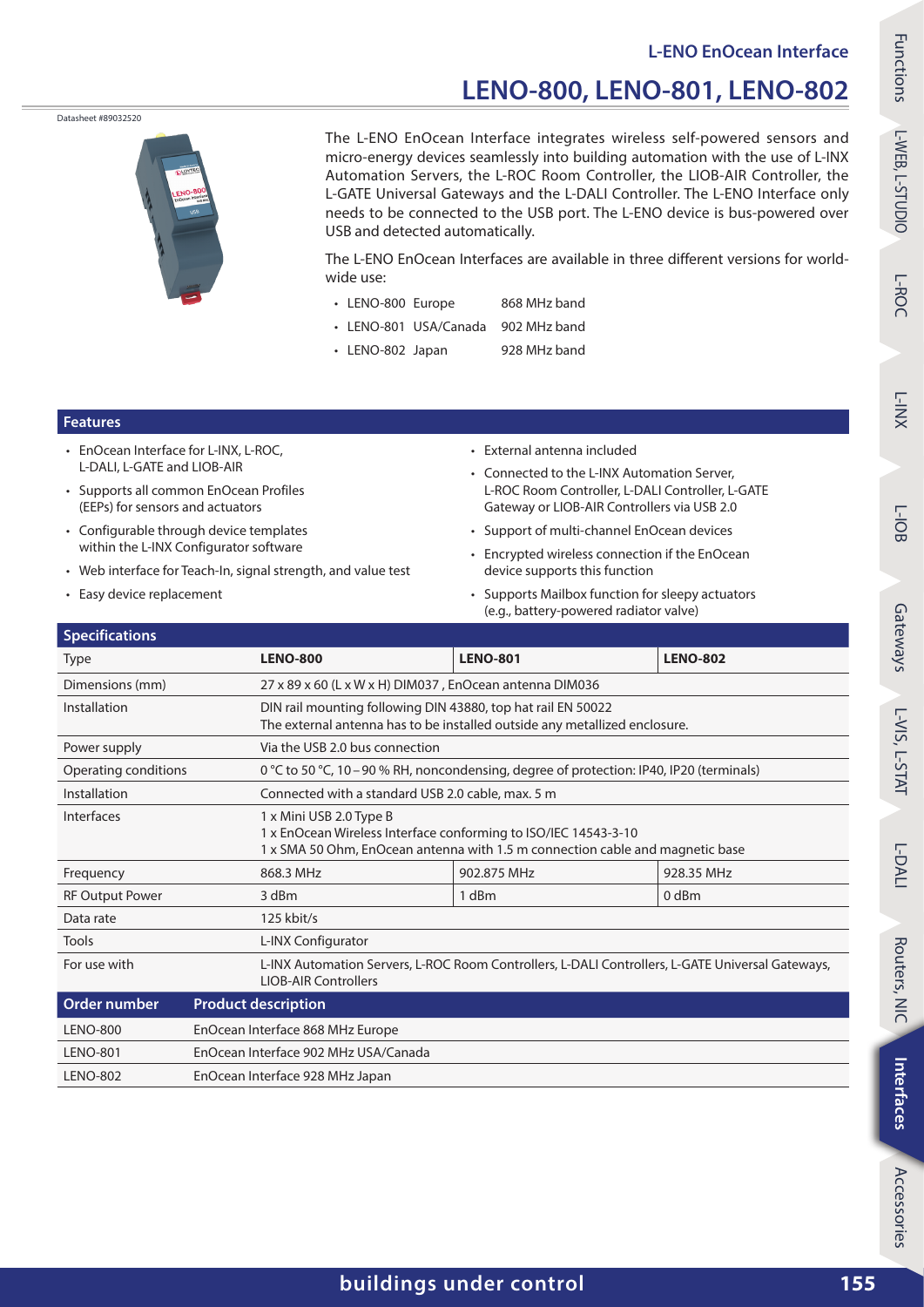## L-ENO EnOcean Interface

# LENO-800, LENO-801, LENO-802

Datasheet #89032520

The L-ENO EnOcean Interface integrates wireless self-powered sensors and micro-energy devices seamlessly into building automation with the use of L-INX Automation Servers, the L-ROC Room Controller, the LIOB-AIR Controller, the L-GATE Universal Gateways and the L-DALI Controller. The L-ENO Interface only needs to be connected to the USB port. The L-ENO device is bus-powered over USB and detected automatically.

The L-ENO EnOcean Interfaces are available in three different versions for world-wide use:

- LENO-800 Europe 868 MHz band
- LENO-801 USA/Canada 902 MHz band
- LENO-802 Japan 928 MHz band

## Features

- EnOcean Interface for L-INX, L-ROC, L-DALI, L-GATE and LIOB-AIR
- Supports all common EnOcean Profiles (EEPs) for sensors and actuators
- Configurable through device templates within the L-INX Configurator software
- Web interface for Teach-In, signal strength, and value test
- Easy device replacement
- External antenna included
- Connected to the L-INX Automation Server, L-ROC Room Controller, L-DALI Controller, L-GATE Gateway or LIOB-AIR Controllers via USB 2.0
- Support of multi-channel EnOcean devices
- Encrypted wireless connection if the EnOcean device supports this function
- Supports Mailbox function for sleepy actuators (e.g., battery-powered radiator valve)

## Specifications

| Type | LENO-800 | LENO-801 | LENO-802 |
|---|---|---|---|
| Dimensions (mm) | 27 x 89 x 60 (L x W x H) DIM037 , EnOcean antenna DIM036 | | |
| Installation | DIN rail mounting following DIN 43880, top hat rail EN 50022<br>The external antenna has to be installed outside any metallized enclosure. | | |
| Power supply | Via the USB 2.0 bus connection | | |
| Operating conditions | 0 °C to 50 °C, 10 – 90 % RH, noncondensing, degree of protection: IP40, IP20 (terminals) | | |
| Installation | Connected with a standard USB 2.0 cable, max. 5 m | | |
| Interfaces | 1 x Mini USB 2.0 Type B<br>1 x EnOcean Wireless Interface conforming to ISO/IEC 14543-3-10<br>1 x SMA 50 Ohm, EnOcean antenna with 1.5 m connection cable and magnetic base | | |
| Frequency | 868.3 MHz | 902.875 MHz | 928.35 MHz |
| RF Output Power | 3 dBm | 1 dBm | 0 dBm |
| Data rate | 125 kbit/s | | |
| Tools | L-INX Configurator | | |
| For use with | L-INX Automation Servers, L-ROC Room Controllers, L-DALI Controllers, L-GATE Universal Gateways, LIOB-AIR Controllers | | |

| Order number | Product description |
|---|---|
| LENO-800 | EnOcean Interface 868 MHz Europe |
| LENO-801 | EnOcean Interface 902 MHz USA/Canada |
| LENO-802 | EnOcean Interface 928 MHz Japan |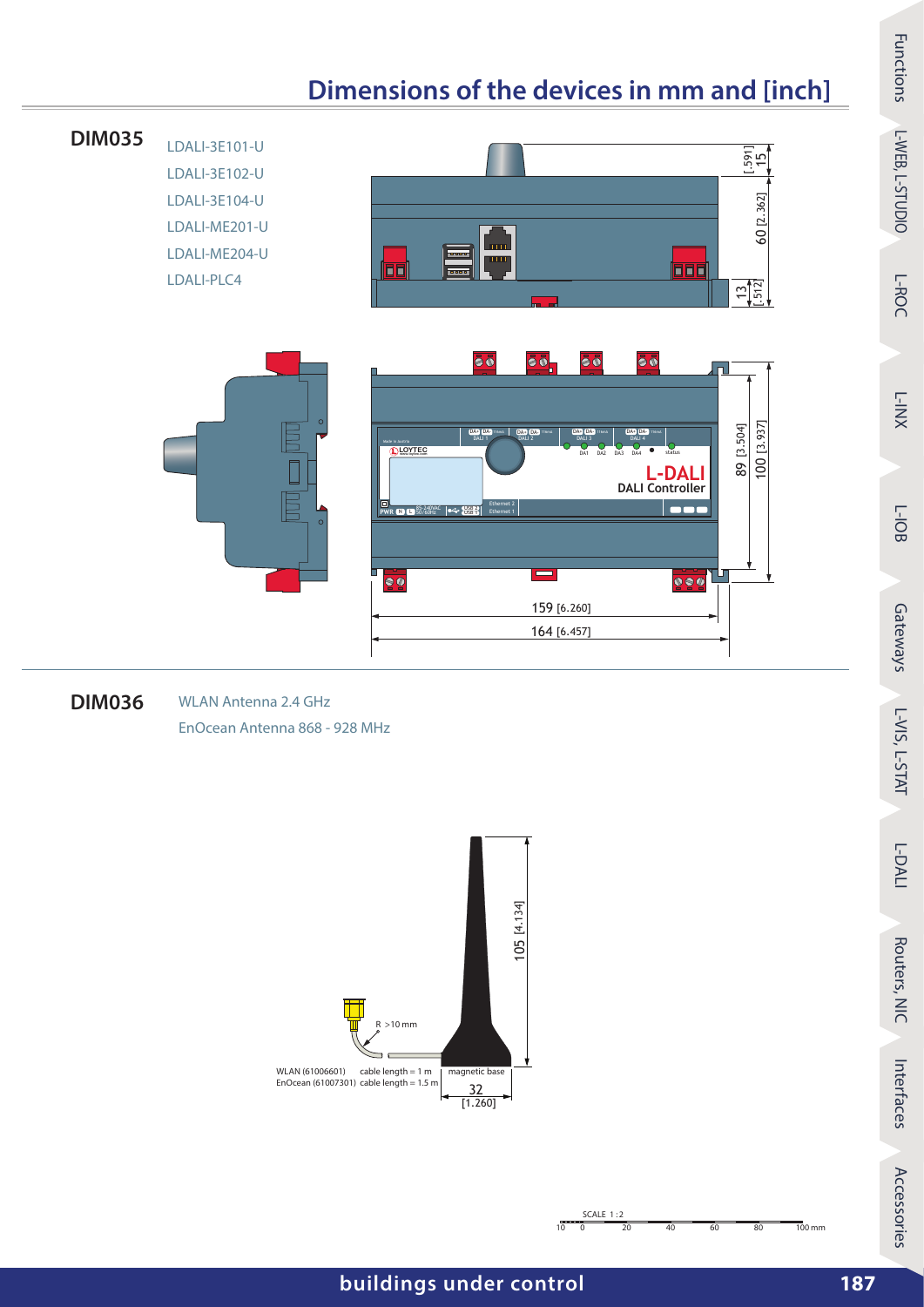# Dimensions of the devices in mm and [inch]

**DIM035**

LDALI-3E101-U
LDALI-3E102-U
LDALI-3E104-U
LDALI-ME201-U
LDALI-ME204-U
LDALI-PLC4

15 [.591]
60 [2.362]
13 [.512]
89 [3.504]
100 [3.937]
159 [6.260]
164 [6.457]

**DIM036**

WLAN Antenna 2.4 GHz
EnOcean Antenna 868 - 928 MHz

105 [4.134]
R >10 mm
WLAN (61006601) cable length = 1 m
EnOcean (61007301) cable length = 1.5 m
magnetic base
32 [1.260]

SCALE 1:2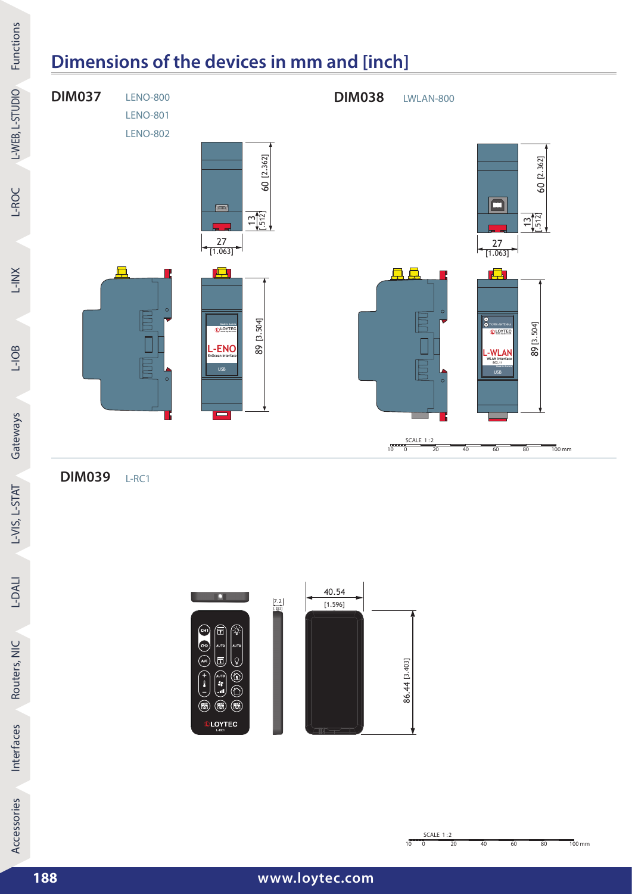# Dimensions of the devices in mm and [inch]

## DIM037

LENO-800

LENO-801

LENO-802

60 [2.362]

13 [.512]

27 [1.063]

89 [3.504]

## DIM038

LWLAN-800

60 [2.362]

13 [.512]

27 [1.063]

89 [3.504]

SCALE 1:2

10 0 20 40 60 80 100 mm

## DIM039

L-RC1

7.2 [.283]

40.54 [1.596]

86.44 [3.403]

SCALE 1:2

10 0 20 40 60 80 100 mm

www.loytec.com